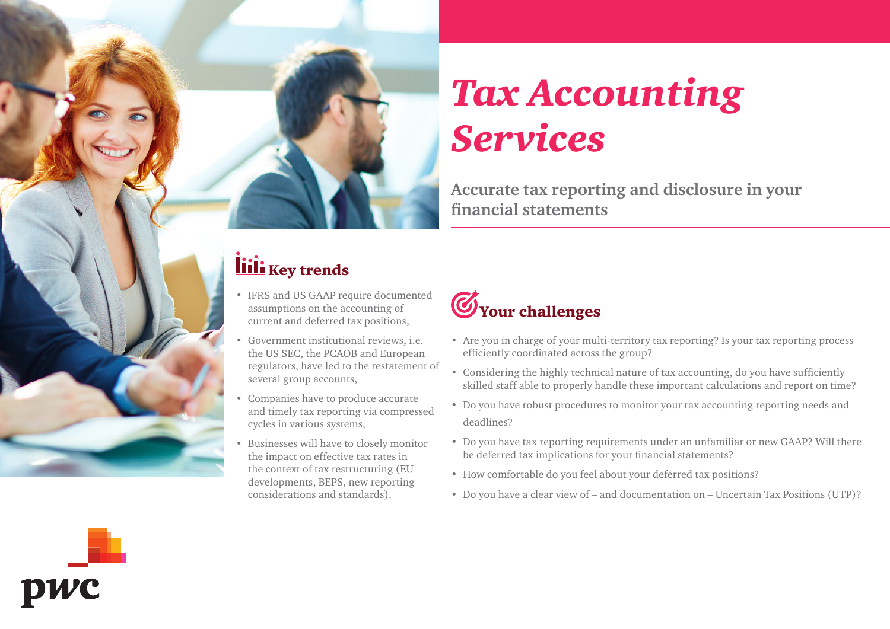# *Tax Accounting Services*

## Accurate tax reporting and disclosure in your financial statements

## Key trends

- IFRS and US GAAP require documented assumptions on the accounting of current and deferred tax positions,
- Government institutional reviews, i.e. the US SEC, the PCAOB and European regulators, have led to the restatement of several group accounts,
- Companies have to produce accurate and timely tax reporting via compressed cycles in various systems,
- Businesses will have to closely monitor the impact on effective tax rates in the context of tax restructuring (EU developments, BEPS, new reporting considerations and standards).

## Your challenges

- Are you in charge of your multi-territory tax reporting? Is your tax reporting process efficiently coordinated across the group?
- Considering the highly technical nature of tax accounting, do you have sufficiently skilled staff able to properly handle these important calculations and report on time?
- Do you have robust procedures to monitor your tax accounting reporting needs and deadlines?
- Do you have tax reporting requirements under an unfamiliar or new GAAP? Will there be deferred tax implications for your financial statements?
- How comfortable do you feel about your deferred tax positions?
- Do you have a clear view of – and documentation on – Uncertain Tax Positions (UTP)?

pwc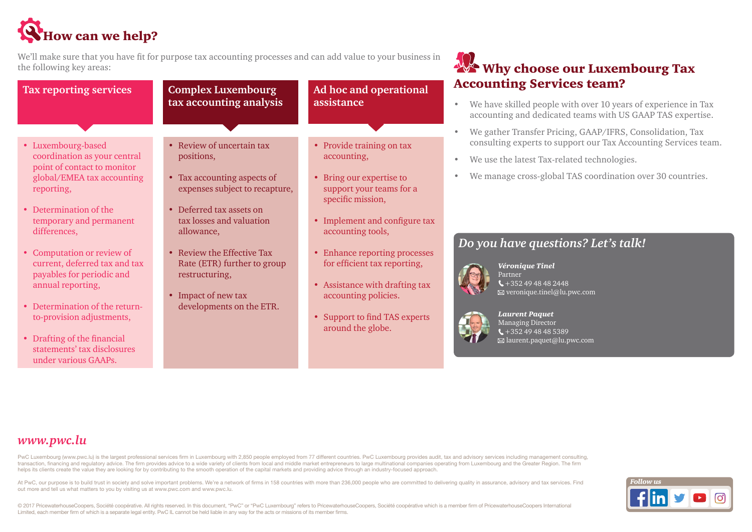# How can we help?

We'll make sure that you have fit for purpose tax accounting processes and can add value to your business in the following key areas:

## Tax reporting services

- Luxembourg-based coordination as your central point of contact to monitor global/EMEA tax accounting reporting,
- Determination of the temporary and permanent differences,
- Computation or review of current, deferred tax and tax payables for periodic and annual reporting,
- Determination of the return-to-provision adjustments,
- Drafting of the financial statements' tax disclosures under various GAAPs.

## Complex Luxembourg tax accounting analysis

- Review of uncertain tax positions,
- Tax accounting aspects of expenses subject to recapture,
- Deferred tax assets on tax losses and valuation allowance,
- Review the Effective Tax Rate (ETR) further to group restructuring,
- Impact of new tax developments on the ETR.

## Ad hoc and operational assistance

- Provide training on tax accounting,
- Bring our expertise to support your teams for a specific mission,
- Implement and configure tax accounting tools,
- Enhance reporting processes for efficient tax reporting,
- Assistance with drafting tax accounting policies.
- Support to find TAS experts around the globe.

# Why choose our Luxembourg Tax Accounting Services team?

- We have skilled people with over 10 years of experience in Tax accounting and dedicated teams with US GAAP TAS expertise.
- We gather Transfer Pricing, GAAP/IFRS, Consolidation, Tax consulting experts to support our Tax Accounting Services team.
- We use the latest Tax-related technologies.
- We manage cross-global TAS coordination over 30 countries.

## *Do you have questions? Let's talk!*

***Véronique Tinel***
Partner
+352 49 48 48 2448
veronique.tinel@lu.pwc.com

***Laurent Paquet***
Managing Director
+352 49 48 48 5389
laurent.paquet@lu.pwc.com

*www.pwc.lu*

PwC Luxembourg (www.pwc.lu) is the largest professional services firm in Luxembourg with 2,850 people employed from 77 different countries. PwC Luxembourg provides audit, tax and advisory services including management consulting, transaction, financing and regulatory advice. The firm provides advice to a wide variety of clients from local and middle market entrepreneurs to large multinational companies operating from Luxembourg and the Greater Region. The firm helps its clients create the value they are looking for by contributing to the smooth operation of the capital markets and providing advice through an industry-focused approach.

At PwC, our purpose is to build trust in society and solve important problems. We're a network of firms in 158 countries with more than 236,000 people who are committed to delivering quality in assurance, advisory and tax services. Find out more and tell us what matters to you by visiting us at www.pwc.com and www.pwc.lu.

© 2017 PricewaterhouseCoopers, Société coopérative. All rights reserved. In this document, "PwC" or "PwC Luxembourg" refers to PricewaterhouseCoopers, Société coopérative which is a member firm of PricewaterhouseCoopers International Limited, each member firm of which is a separate legal entity. PwC IL cannot be held liable in any way for the acts or missions of its member firms.

*Follow us*